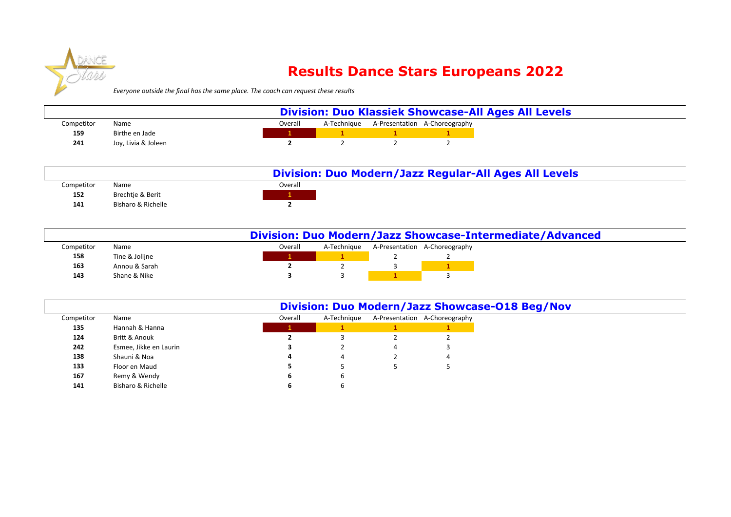# Results Dance Stars Europeans 2022

*Everyone outside the final has the same place. The coach can request these results*

## Division: Duo Klassiek Showcase-All Ages All Levels

| Competitor | Name | Overall | A-Technique | A-Presentation | A-Choreography |
|---|---|---|---|---|---|
| **159** | Birthe en Jade | **1** | **1** | **1** | **1** |
| **241** | Joy, Livia & Joleen | **2** | 2 | 2 | 2 |

## Division: Duo Modern/Jazz Regular-All Ages All Levels

| Competitor | Name | Overall |
|---|---|---|
| **152** | Brechtje & Berit | **1** |
| **141** | Bisharo & Richelle | **2** |

## Division: Duo Modern/Jazz Showcase-Intermediate/Advanced

| Competitor | Name | Overall | A-Technique | A-Presentation | A-Choreography |
|---|---|---|---|---|---|
| **158** | Tine & Jolijne | **1** | **1** | 2 | 2 |
| **163** | Annou & Sarah | **2** | 2 | 3 | **1** |
| **143** | Shane & Nike | **3** | 3 | **1** | 3 |

## Division: Duo Modern/Jazz Showcase-O18 Beg/Nov

| Competitor | Name | Overall | A-Technique | A-Presentation | A-Choreography |
|---|---|---|---|---|---|
| **135** | Hannah & Hanna | **1** | **1** | **1** | **1** |
| **124** | Britt & Anouk | **2** | 3 | 2 | 2 |
| **242** | Esmee, Jikke en Laurin | **3** | 2 | 4 | 3 |
| **138** | Shauni & Noa | **4** | 4 | 2 | 4 |
| **133** | Floor en Maud | **5** | 5 | 5 | 5 |
| **167** | Remy & Wendy | **6** | 6 | | |
| **141** | Bisharo & Richelle | **6** | 6 | | |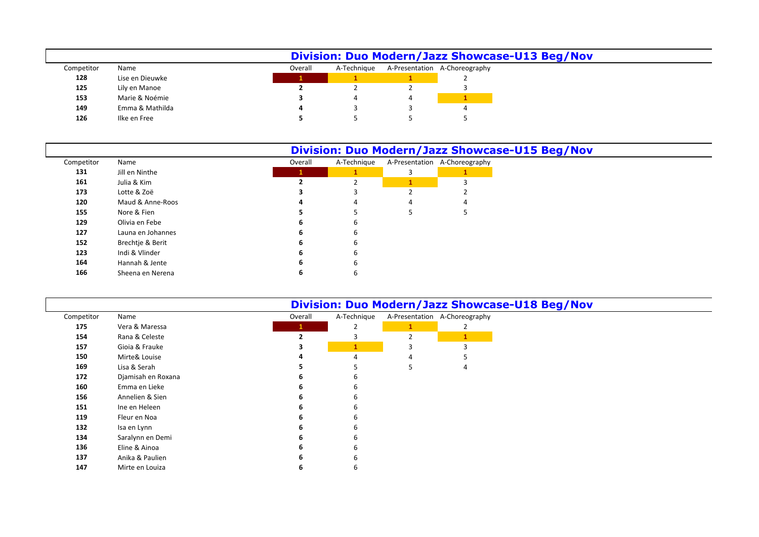## Division: Duo Modern/Jazz Showcase-U13 Beg/Nov

| Competitor | Name | Overall | A-Technique | A-Presentation | A-Choreography |
|---|---|---|---|---|---|
| 128 | Lise en Dieuwke | 1 | 1 | 1 | 2 |
| 125 | Lily en Manoe | 2 | 2 | 2 | 3 |
| 153 | Marie & Noémie | 3 | 4 | 4 | 1 |
| 149 | Emma & Mathilda | 4 | 3 | 3 | 4 |
| 126 | Ilke en Free | 5 | 5 | 5 | 5 |

## Division: Duo Modern/Jazz Showcase-U15 Beg/Nov

| Competitor | Name | Overall | A-Technique | A-Presentation | A-Choreography |
|---|---|---|---|---|---|
| 131 | Jill en Ninthe | 1 | 1 | 3 | 1 |
| 161 | Julia & Kim | 2 | 2 | 1 | 3 |
| 173 | Lotte & Zoë | 3 | 3 | 2 | 2 |
| 120 | Maud & Anne-Roos | 4 | 4 | 4 | 4 |
| 155 | Nore & Fien | 5 | 5 | 5 | 5 |
| 129 | Olivia en Febe | 6 | 6 | | |
| 127 | Launa en Johannes | 6 | 6 | | |
| 152 | Brechtje & Berit | 6 | 6 | | |
| 123 | Indi & Vlinder | 6 | 6 | | |
| 164 | Hannah & Jente | 6 | 6 | | |
| 166 | Sheena en Nerena | 6 | 6 | | |

## Division: Duo Modern/Jazz Showcase-U18 Beg/Nov

| Competitor | Name | Overall | A-Technique | A-Presentation | A-Choreography |
|---|---|---|---|---|---|
| 175 | Vera & Maressa | 1 | 2 | 1 | 2 |
| 154 | Rana & Celeste | 2 | 3 | 2 | 1 |
| 157 | Gioia & Frauke | 3 | 1 | 3 | 3 |
| 150 | Mirte& Louise | 4 | 4 | 4 | 5 |
| 169 | Lisa & Serah | 5 | 5 | 5 | 4 |
| 172 | Djamisah en Roxana | 6 | 6 | | |
| 160 | Emma en Lieke | 6 | 6 | | |
| 156 | Annelien & Sien | 6 | 6 | | |
| 151 | Ine en Heleen | 6 | 6 | | |
| 119 | Fleur en Noa | 6 | 6 | | |
| 132 | Isa en Lynn | 6 | 6 | | |
| 134 | Saralynn en Demi | 6 | 6 | | |
| 136 | Eline & Ainoa | 6 | 6 | | |
| 137 | Anika & Paulien | 6 | 6 | | |
| 147 | Mirte en Louiza | 6 | 6 | | |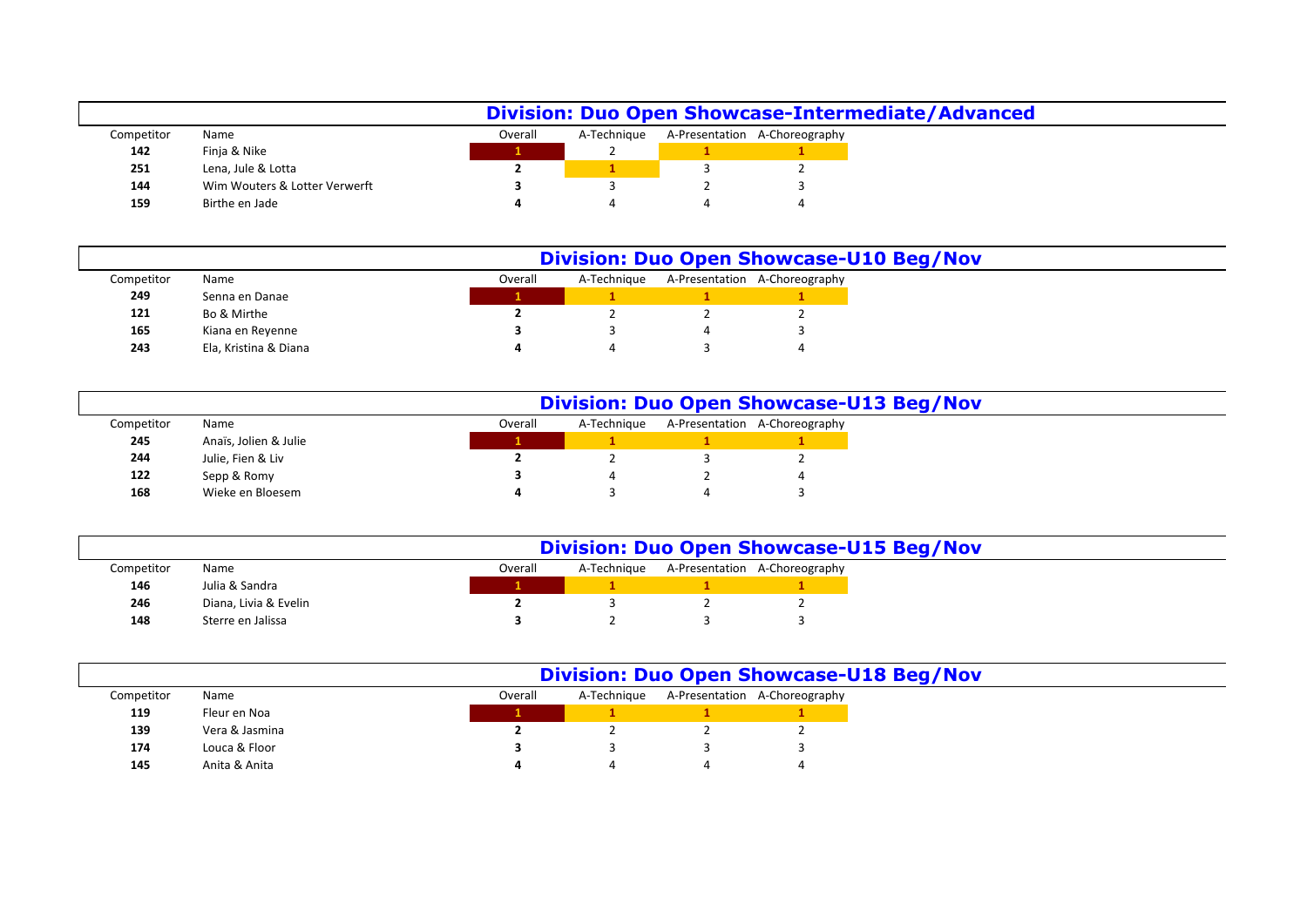## Division: Duo Open Showcase-Intermediate/Advanced

| Competitor | Name | Overall | A-Technique | A-Presentation | A-Choreography |
|---|---|---|---|---|---|
| **142** | Finja & Nike | **1** | 2 | **1** | **1** |
| **251** | Lena, Jule & Lotta | **2** | **1** | 3 | 2 |
| **144** | Wim Wouters & Lotter Verwerft | **3** | 3 | 2 | 3 |
| **159** | Birthe en Jade | **4** | 4 | 4 | 4 |

## Division: Duo Open Showcase-U10 Beg/Nov

| Competitor | Name | Overall | A-Technique | A-Presentation | A-Choreography |
|---|---|---|---|---|---|
| **249** | Senna en Danae | **1** | **1** | **1** | **1** |
| **121** | Bo & Mirthe | **2** | 2 | 2 | 2 |
| **165** | Kiana en Reyenne | **3** | 3 | 4 | 3 |
| **243** | Ela, Kristina & Diana | **4** | 4 | 3 | 4 |

## Division: Duo Open Showcase-U13 Beg/Nov

| Competitor | Name | Overall | A-Technique | A-Presentation | A-Choreography |
|---|---|---|---|---|---|
| **245** | Anaïs, Jolien & Julie | **1** | **1** | **1** | **1** |
| **244** | Julie, Fien & Liv | **2** | 2 | 3 | 2 |
| **122** | Sepp & Romy | **3** | 4 | 2 | 4 |
| **168** | Wieke en Bloesem | **4** | 3 | 4 | 3 |

## Division: Duo Open Showcase-U15 Beg/Nov

| Competitor | Name | Overall | A-Technique | A-Presentation | A-Choreography |
|---|---|---|---|---|---|
| **146** | Julia & Sandra | **1** | **1** | **1** | **1** |
| **246** | Diana, Livia & Evelin | **2** | 3 | 2 | 2 |
| **148** | Sterre en Jalissa | **3** | 2 | 3 | 3 |

## Division: Duo Open Showcase-U18 Beg/Nov

| Competitor | Name | Overall | A-Technique | A-Presentation | A-Choreography |
|---|---|---|---|---|---|
| **119** | Fleur en Noa | **1** | **1** | **1** | **1** |
| **139** | Vera & Jasmina | **2** | 2 | 2 | 2 |
| **174** | Louca & Floor | **3** | 3 | 3 | 3 |
| **145** | Anita & Anita | **4** | 4 | 4 | 4 |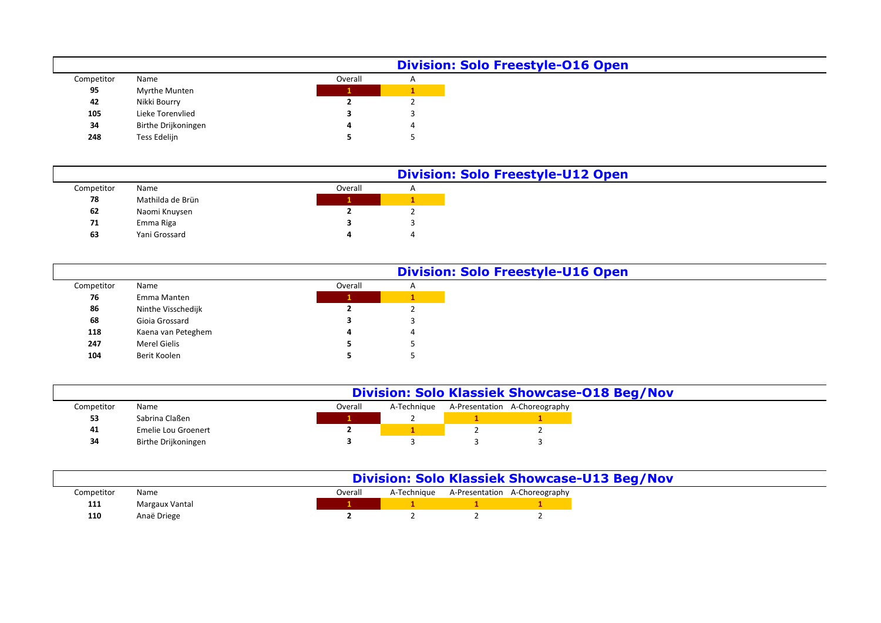## Division: Solo Freestyle-O16 Open

| Competitor | Name | Overall | A |
|---|---|---|---|
| **95** | Myrthe Munten | **1** | **1** |
| **42** | Nikki Bourry | **2** | 2 |
| **105** | Lieke Torenvlied | **3** | 3 |
| **34** | Birthe Drijkoningen | **4** | 4 |
| **248** | Tess Edelijn | **5** | 5 |

## Division: Solo Freestyle-U12 Open

| Competitor | Name | Overall | A |
|---|---|---|---|
| **78** | Mathilda de Brün | **1** | **1** |
| **62** | Naomi Knuysen | **2** | 2 |
| **71** | Emma Riga | **3** | 3 |
| **63** | Yani Grossard | **4** | 4 |

## Division: Solo Freestyle-U16 Open

| Competitor | Name | Overall | A |
|---|---|---|---|
| **76** | Emma Manten | **1** | **1** |
| **86** | Ninthe Visschedijk | **2** | 2 |
| **68** | Gioia Grossard | **3** | 3 |
| **118** | Kaena van Peteghem | **4** | 4 |
| **247** | Merel Gielis | **5** | 5 |
| **104** | Berit Koolen | **5** | 5 |

## Division: Solo Klassiek Showcase-O18 Beg/Nov

| Competitor | Name | Overall | A-Technique | A-Presentation | A-Choreography |
|---|---|---|---|---|---|
| **53** | Sabrina Claßen | **1** | 2 | **1** | **1** |
| **41** | Emelie Lou Groenert | **2** | **1** | 2 | 2 |
| **34** | Birthe Drijkoningen | **3** | 3 | 3 | 3 |

## Division: Solo Klassiek Showcase-U13 Beg/Nov

| Competitor | Name | Overall | A-Technique | A-Presentation | A-Choreography |
|---|---|---|---|---|---|
| **111** | Margaux Vantal | **1** | **1** | **1** | **1** |
| **110** | Anaë Driege | **2** | 2 | 2 | 2 |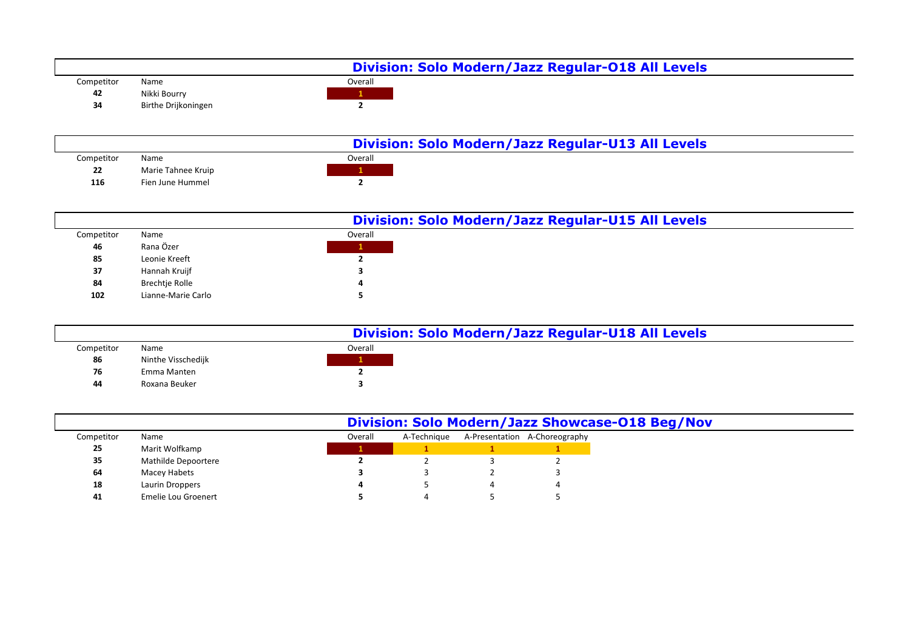## Division: Solo Modern/Jazz Regular-O18 All Levels

| Competitor | Name | Overall |
| --- | --- | --- |
| **42** | Nikki Bourry | 1 |
| **34** | Birthe Drijkoningen | **2** |

## Division: Solo Modern/Jazz Regular-U13 All Levels

| Competitor | Name | Overall |
| --- | --- | --- |
| **22** | Marie Tahnee Kruip | 1 |
| **116** | Fien June Hummel | **2** |

## Division: Solo Modern/Jazz Regular-U15 All Levels

| Competitor | Name | Overall |
| --- | --- | --- |
| **46** | Rana Özer | 1 |
| **85** | Leonie Kreeft | **2** |
| **37** | Hannah Kruijf | **3** |
| **84** | Brechtje Rolle | **4** |
| **102** | Lianne-Marie Carlo | **5** |

## Division: Solo Modern/Jazz Regular-U18 All Levels

| Competitor | Name | Overall |
| --- | --- | --- |
| **86** | Ninthe Visschedijk | 1 |
| **76** | Emma Manten | **2** |
| **44** | Roxana Beuker | **3** |

## Division: Solo Modern/Jazz Showcase-O18 Beg/Nov

| Competitor | Name | Overall | A-Technique | A-Presentation | A-Choreography |
| --- | --- | --- | --- | --- | --- |
| **25** | Marit Wolfkamp | 1 | 1 | 1 | 1 |
| **35** | Mathilde Depoortere | **2** | 2 | 3 | 2 |
| **64** | Macey Habets | **3** | 3 | 2 | 3 |
| **18** | Laurin Droppers | **4** | 5 | 4 | 4 |
| **41** | Emelie Lou Groenert | **5** | 4 | 5 | 5 |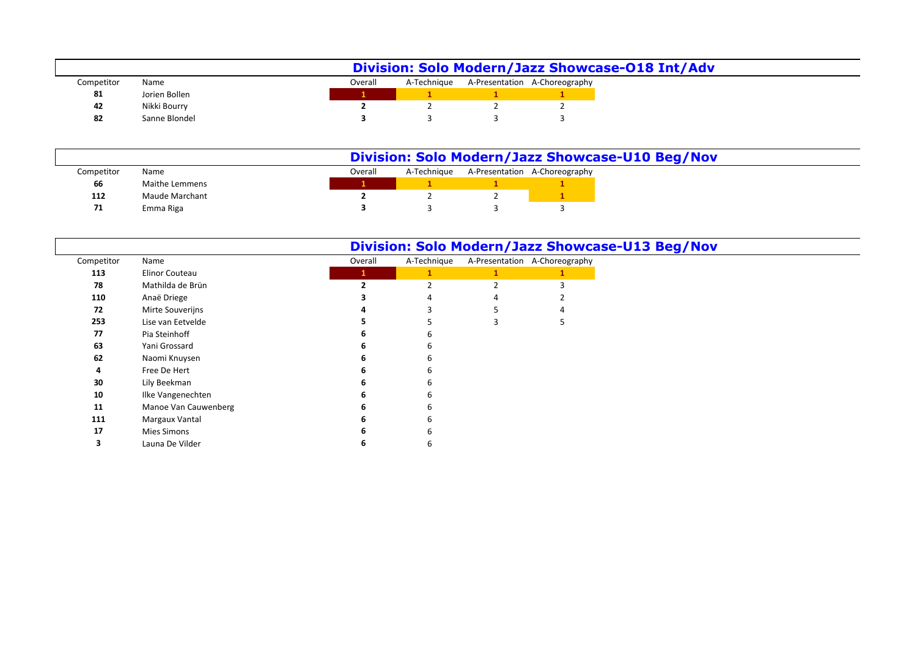## Division: Solo Modern/Jazz Showcase-O18 Int/Adv

| Competitor | Name | Overall | A-Technique | A-Presentation | A-Choreography |
|---|---|---|---|---|---|
| **81** | Jorien Bollen | **1** | **1** | **1** | **1** |
| **42** | Nikki Bourry | **2** | 2 | 2 | 2 |
| **82** | Sanne Blondel | **3** | 3 | 3 | 3 |

## Division: Solo Modern/Jazz Showcase-U10 Beg/Nov

| Competitor | Name | Overall | A-Technique | A-Presentation | A-Choreography |
|---|---|---|---|---|---|
| **66** | Maithe Lemmens | **1** | **1** | **1** | **1** |
| **112** | Maude Marchant | **2** | 2 | 2 | **1** |
| **71** | Emma Riga | **3** | 3 | 3 | 3 |

## Division: Solo Modern/Jazz Showcase-U13 Beg/Nov

| Competitor | Name | Overall | A-Technique | A-Presentation | A-Choreography |
|---|---|---|---|---|---|
| **113** | Elinor Couteau | **1** | **1** | **1** | **1** |
| **78** | Mathilda de Brün | **2** | 2 | 2 | 3 |
| **110** | Anaë Driege | **3** | 4 | 4 | 2 |
| **72** | Mirte Souverijns | **4** | 3 | 5 | 4 |
| **253** | Lise van Eetvelde | **5** | 5 | 3 | 5 |
| **77** | Pia Steinhoff | **6** | 6 | | |
| **63** | Yani Grossard | **6** | 6 | | |
| **62** | Naomi Knuysen | **6** | 6 | | |
| **4** | Free De Hert | **6** | 6 | | |
| **30** | Lily Beekman | **6** | 6 | | |
| **10** | Ilke Vangenechten | **6** | 6 | | |
| **11** | Manoe Van Cauwenberg | **6** | 6 | | |
| **111** | Margaux Vantal | **6** | 6 | | |
| **17** | Mies Simons | **6** | 6 | | |
| **3** | Launa De Vilder | **6** | 6 | | |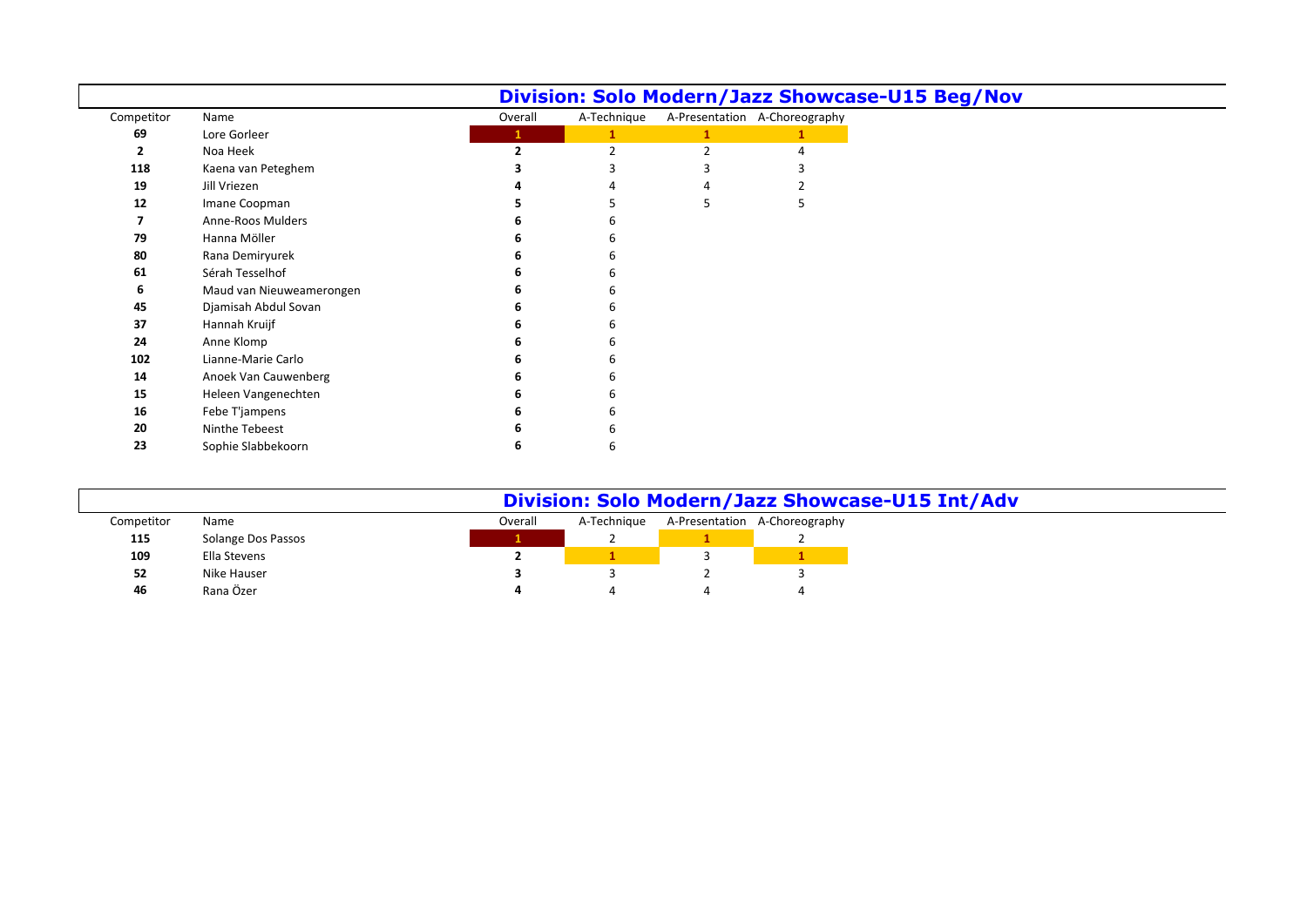## Division: Solo Modern/Jazz Showcase-U15 Beg/Nov

| Competitor | Name | Overall | A-Technique | A-Presentation | A-Choreography |
|---|---|---|---|---|---|
| **69** | Lore Gorleer | 1 | 1 | 1 | 1 |
| **2** | Noa Heek | **2** | 2 | 2 | 4 |
| **118** | Kaena van Peteghem | **3** | 3 | 3 | 3 |
| **19** | Jill Vriezen | **4** | 4 | 4 | 2 |
| **12** | Imane Coopman | **5** | 5 | 5 | 5 |
| **7** | Anne-Roos Mulders | **6** | 6 | | |
| **79** | Hanna Möller | **6** | 6 | | |
| **80** | Rana Demiryurek | **6** | 6 | | |
| **61** | Sérah Tesselhof | **6** | 6 | | |
| **6** | Maud van Nieuweamerongen | **6** | 6 | | |
| **45** | Djamisah Abdul Sovan | **6** | 6 | | |
| **37** | Hannah Kruijf | **6** | 6 | | |
| **24** | Anne Klomp | **6** | 6 | | |
| **102** | Lianne-Marie Carlo | **6** | 6 | | |
| **14** | Anoek Van Cauwenberg | **6** | 6 | | |
| **15** | Heleen Vangenechten | **6** | 6 | | |
| **16** | Febe T'jampens | **6** | 6 | | |
| **20** | Ninthe Tebeest | **6** | 6 | | |
| **23** | Sophie Slabbekoorn | **6** | 6 | | |

## Division: Solo Modern/Jazz Showcase-U15 Int/Adv

| Competitor | Name | Overall | A-Technique | A-Presentation | A-Choreography |
|---|---|---|---|---|---|
| **115** | Solange Dos Passos | 1 | 2 | 1 | 2 |
| **109** | Ella Stevens | **2** | 1 | 3 | 1 |
| **52** | Nike Hauser | **3** | 3 | 2 | 3 |
| **46** | Rana Özer | **4** | 4 | 4 | 4 |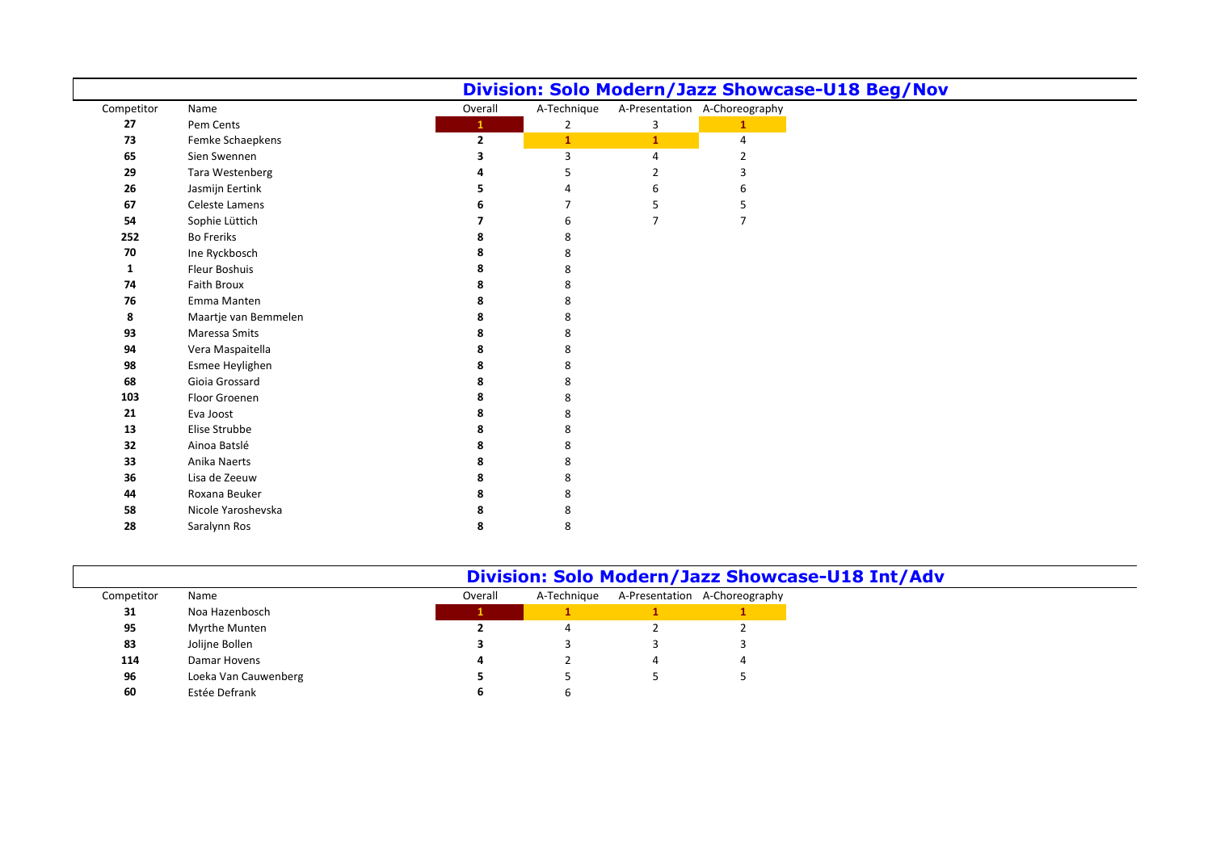## Division: Solo Modern/Jazz Showcase-U18 Beg/Nov

| Competitor | Name | Overall | A-Technique | A-Presentation | A-Choreography |
|---|---|---|---|---|---|
| **27** | Pem Cents | **1** | 2 | 3 | 1 |
| **73** | Femke Schaepkens | **2** | 1 | 1 | 4 |
| **65** | Sien Swennen | **3** | 3 | 4 | 2 |
| **29** | Tara Westenberg | **4** | 5 | 2 | 3 |
| **26** | Jasmijn Eertink | **5** | 4 | 6 | 6 |
| **67** | Celeste Lamens | **6** | 7 | 5 | 5 |
| **54** | Sophie Lüttich | **7** | 6 | 7 | 7 |
| **252** | Bo Freriks | **8** | 8 | | |
| **70** | Ine Ryckbosch | **8** | 8 | | |
| **1** | Fleur Boshuis | **8** | 8 | | |
| **74** | Faith Broux | **8** | 8 | | |
| **76** | Emma Manten | **8** | 8 | | |
| **8** | Maartje van Bemmelen | **8** | 8 | | |
| **93** | Maressa Smits | **8** | 8 | | |
| **94** | Vera Maspaitella | **8** | 8 | | |
| **98** | Esmee Heylighen | **8** | 8 | | |
| **68** | Gioia Grossard | **8** | 8 | | |
| **103** | Floor Groenen | **8** | 8 | | |
| **21** | Eva Joost | **8** | 8 | | |
| **13** | Elise Strubbe | **8** | 8 | | |
| **32** | Ainoa Batslé | **8** | 8 | | |
| **33** | Anika Naerts | **8** | 8 | | |
| **36** | Lisa de Zeeuw | **8** | 8 | | |
| **44** | Roxana Beuker | **8** | 8 | | |
| **58** | Nicole Yaroshevska | **8** | 8 | | |
| **28** | Saralynn Ros | **8** | 8 | | |

## Division: Solo Modern/Jazz Showcase-U18 Int/Adv

| Competitor | Name | Overall | A-Technique | A-Presentation | A-Choreography |
|---|---|---|---|---|---|
| **31** | Noa Hazenbosch | **1** | 1 | 1 | 1 |
| **95** | Myrthe Munten | **2** | 4 | 2 | 2 |
| **83** | Jolijne Bollen | **3** | 3 | 3 | 3 |
| **114** | Damar Hovens | **4** | 2 | 4 | 4 |
| **96** | Loeka Van Cauwenberg | **5** | 5 | 5 | 5 |
| **60** | Estée Defrank | **6** | 6 | | |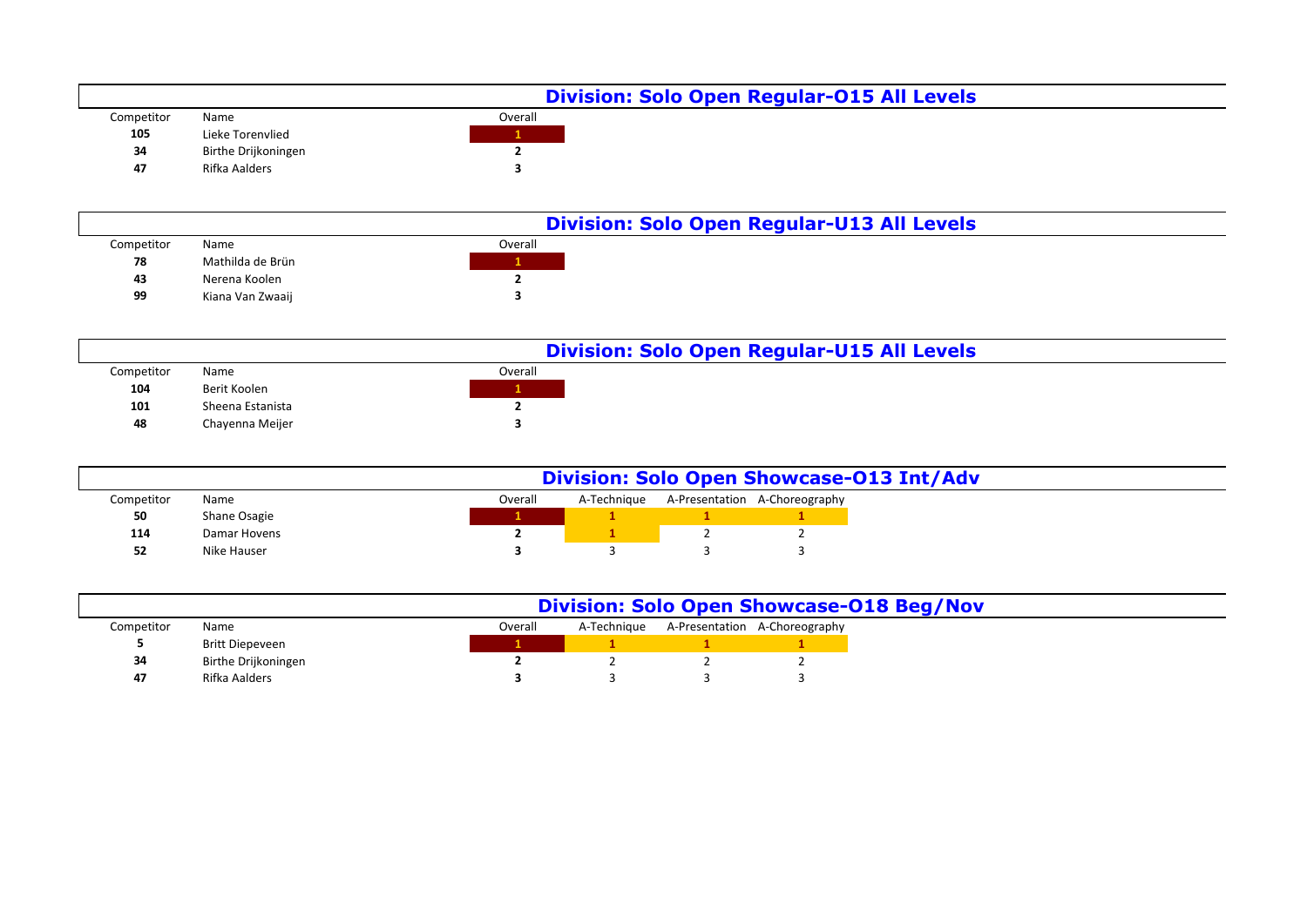## Division: Solo Open Regular-O15 All Levels

| Competitor | Name | Overall |
|---|---|---|
| **105** | Lieke Torenvlied | **1** |
| **34** | Birthe Drijkoningen | **2** |
| **47** | Rifka Aalders | **3** |

## Division: Solo Open Regular-U13 All Levels

| Competitor | Name | Overall |
|---|---|---|
| **78** | Mathilda de Brün | **1** |
| **43** | Nerena Koolen | **2** |
| **99** | Kiana Van Zwaaij | **3** |

## Division: Solo Open Regular-U15 All Levels

| Competitor | Name | Overall |
|---|---|---|
| **104** | Berit Koolen | **1** |
| **101** | Sheena Estanista | **2** |
| **48** | Chayenna Meijer | **3** |

## Division: Solo Open Showcase-O13 Int/Adv

| Competitor | Name | Overall | A-Technique | A-Presentation | A-Choreography |
|---|---|---|---|---|---|
| **50** | Shane Osagie | **1** | **1** | **1** | **1** |
| **114** | Damar Hovens | **2** | **1** | 2 | 2 |
| **52** | Nike Hauser | **3** | 3 | 3 | 3 |

## Division: Solo Open Showcase-O18 Beg/Nov

| Competitor | Name | Overall | A-Technique | A-Presentation | A-Choreography |
|---|---|---|---|---|---|
| **5** | Britt Diepeveen | **1** | **1** | **1** | **1** |
| **34** | Birthe Drijkoningen | **2** | 2 | 2 | 2 |
| **47** | Rifka Aalders | **3** | 3 | 3 | 3 |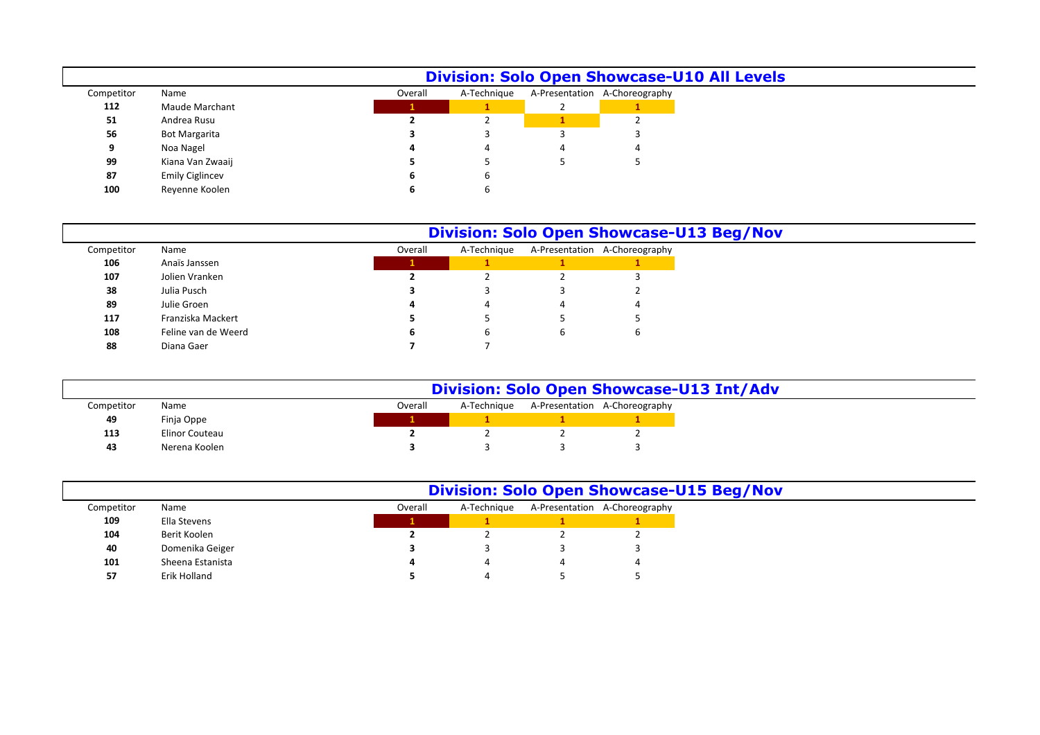## Division: Solo Open Showcase-U10 All Levels

| Competitor | Name | Overall | A-Technique | A-Presentation | A-Choreography |
|---|---|---|---|---|---|
| **112** | Maude Marchant | **1** | **1** | 2 | **1** |
| **51** | Andrea Rusu | **2** | 2 | **1** | 2 |
| **56** | Bot Margarita | **3** | 3 | 3 | 3 |
| **9** | Noa Nagel | **4** | 4 | 4 | 4 |
| **99** | Kiana Van Zwaaij | **5** | 5 | 5 | 5 |
| **87** | Emily Ciglincev | **6** | 6 | | |
| **100** | Reyenne Koolen | **6** | 6 | | |

## Division: Solo Open Showcase-U13 Beg/Nov

| Competitor | Name | Overall | A-Technique | A-Presentation | A-Choreography |
|---|---|---|---|---|---|
| **106** | Anaïs Janssen | **1** | **1** | **1** | **1** |
| **107** | Jolien Vranken | **2** | 2 | 2 | 3 |
| **38** | Julia Pusch | **3** | 3 | 3 | 2 |
| **89** | Julie Groen | **4** | 4 | 4 | 4 |
| **117** | Franziska Mackert | **5** | 5 | 5 | 5 |
| **108** | Feline van de Weerd | **6** | 6 | 6 | 6 |
| **88** | Diana Gaer | **7** | 7 | | |

## Division: Solo Open Showcase-U13 Int/Adv

| Competitor | Name | Overall | A-Technique | A-Presentation | A-Choreography |
|---|---|---|---|---|---|
| **49** | Finja Oppe | **1** | **1** | **1** | **1** |
| **113** | Elinor Couteau | **2** | 2 | 2 | 2 |
| **43** | Nerena Koolen | **3** | 3 | 3 | 3 |

## Division: Solo Open Showcase-U15 Beg/Nov

| Competitor | Name | Overall | A-Technique | A-Presentation | A-Choreography |
|---|---|---|---|---|---|
| **109** | Ella Stevens | **1** | **1** | **1** | **1** |
| **104** | Berit Koolen | **2** | 2 | 2 | 2 |
| **40** | Domenika Geiger | **3** | 3 | 3 | 3 |
| **101** | Sheena Estanista | **4** | 4 | 4 | 4 |
| **57** | Erik Holland | **5** | 4 | 5 | 5 |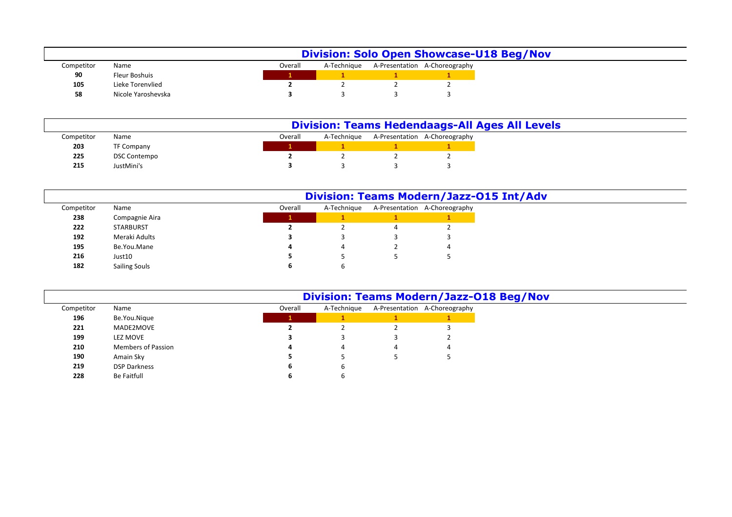## Division: Solo Open Showcase-U18 Beg/Nov

| Competitor | Name | Overall | A-Technique | A-Presentation | A-Choreography |
|---|---|---|---|---|---|
| 90 | Fleur Boshuis | 1 | 1 | 1 | 1 |
| 105 | Lieke Torenvlied | 2 | 2 | 2 | 2 |
| 58 | Nicole Yaroshevska | 3 | 3 | 3 | 3 |

## Division: Teams Hedendaags-All Ages All Levels

| Competitor | Name | Overall | A-Technique | A-Presentation | A-Choreography |
|---|---|---|---|---|---|
| 203 | TF Company | 1 | 1 | 1 | 1 |
| 225 | DSC Contempo | 2 | 2 | 2 | 2 |
| 215 | JustMini's | 3 | 3 | 3 | 3 |

## Division: Teams Modern/Jazz-O15 Int/Adv

| Competitor | Name | Overall | A-Technique | A-Presentation | A-Choreography |
|---|---|---|---|---|---|
| 238 | Compagnie Aira | 1 | 1 | 1 | 1 |
| 222 | STARBURST | 2 | 2 | 4 | 2 |
| 192 | Meraki Adults | 3 | 3 | 3 | 3 |
| 195 | Be.You.Mane | 4 | 4 | 2 | 4 |
| 216 | Just10 | 5 | 5 | 5 | 5 |
| 182 | Sailing Souls | 6 | 6 | | |

## Division: Teams Modern/Jazz-O18 Beg/Nov

| Competitor | Name | Overall | A-Technique | A-Presentation | A-Choreography |
|---|---|---|---|---|---|
| 196 | Be.You.Nique | 1 | 1 | 1 | 1 |
| 221 | MADE2MOVE | 2 | 2 | 2 | 3 |
| 199 | LEZ MOVE | 3 | 3 | 3 | 2 |
| 210 | Members of Passion | 4 | 4 | 4 | 4 |
| 190 | Amain Sky | 5 | 5 | 5 | 5 |
| 219 | DSP Darkness | 6 | 6 | | |
| 228 | Be Faitfull | 6 | 6 | | |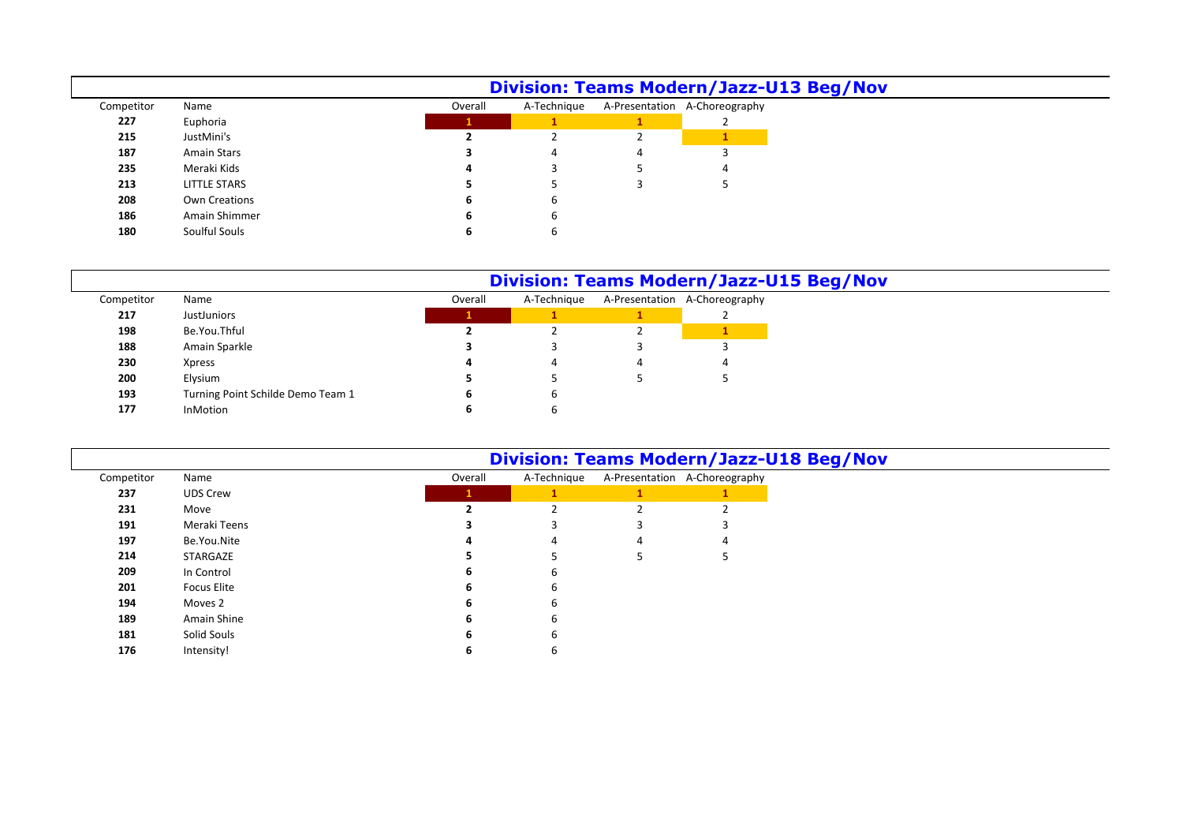## Division: Teams Modern/Jazz-U13 Beg/Nov

| Competitor | Name | Overall | A-Technique | A-Presentation | A-Choreography |
|---|---|---|---|---|---|
| **227** | Euphoria | **1** | **1** | **1** | 2 |
| **215** | JustMini's | **2** | 2 | 2 | **1** |
| **187** | Amain Stars | **3** | 4 | 4 | 3 |
| **235** | Meraki Kids | **4** | 3 | 5 | 4 |
| **213** | LITTLE STARS | **5** | 5 | 3 | 5 |
| **208** | Own Creations | **6** | 6 | | |
| **186** | Amain Shimmer | **6** | 6 | | |
| **180** | Soulful Souls | **6** | 6 | | |

## Division: Teams Modern/Jazz-U15 Beg/Nov

| Competitor | Name | Overall | A-Technique | A-Presentation | A-Choreography |
|---|---|---|---|---|---|
| **217** | JustJuniors | **1** | **1** | **1** | 2 |
| **198** | Be.You.Thful | **2** | 2 | 2 | **1** |
| **188** | Amain Sparkle | **3** | 3 | 3 | 3 |
| **230** | Xpress | **4** | 4 | 4 | 4 |
| **200** | Elysium | **5** | 5 | 5 | 5 |
| **193** | Turning Point Schilde Demo Team 1 | **6** | 6 | | |
| **177** | InMotion | **6** | 6 | | |

## Division: Teams Modern/Jazz-U18 Beg/Nov

| Competitor | Name | Overall | A-Technique | A-Presentation | A-Choreography |
|---|---|---|---|---|---|
| **237** | UDS Crew | **1** | **1** | **1** | **1** |
| **231** | Move | **2** | 2 | 2 | 2 |
| **191** | Meraki Teens | **3** | 3 | 3 | 3 |
| **197** | Be.You.Nite | **4** | 4 | 4 | 4 |
| **214** | STARGAZE | **5** | 5 | 5 | 5 |
| **209** | In Control | **6** | 6 | | |
| **201** | Focus Elite | **6** | 6 | | |
| **194** | Moves 2 | **6** | 6 | | |
| **189** | Amain Shine | **6** | 6 | | |
| **181** | Solid Souls | **6** | 6 | | |
| **176** | Intensity! | **6** | 6 | | |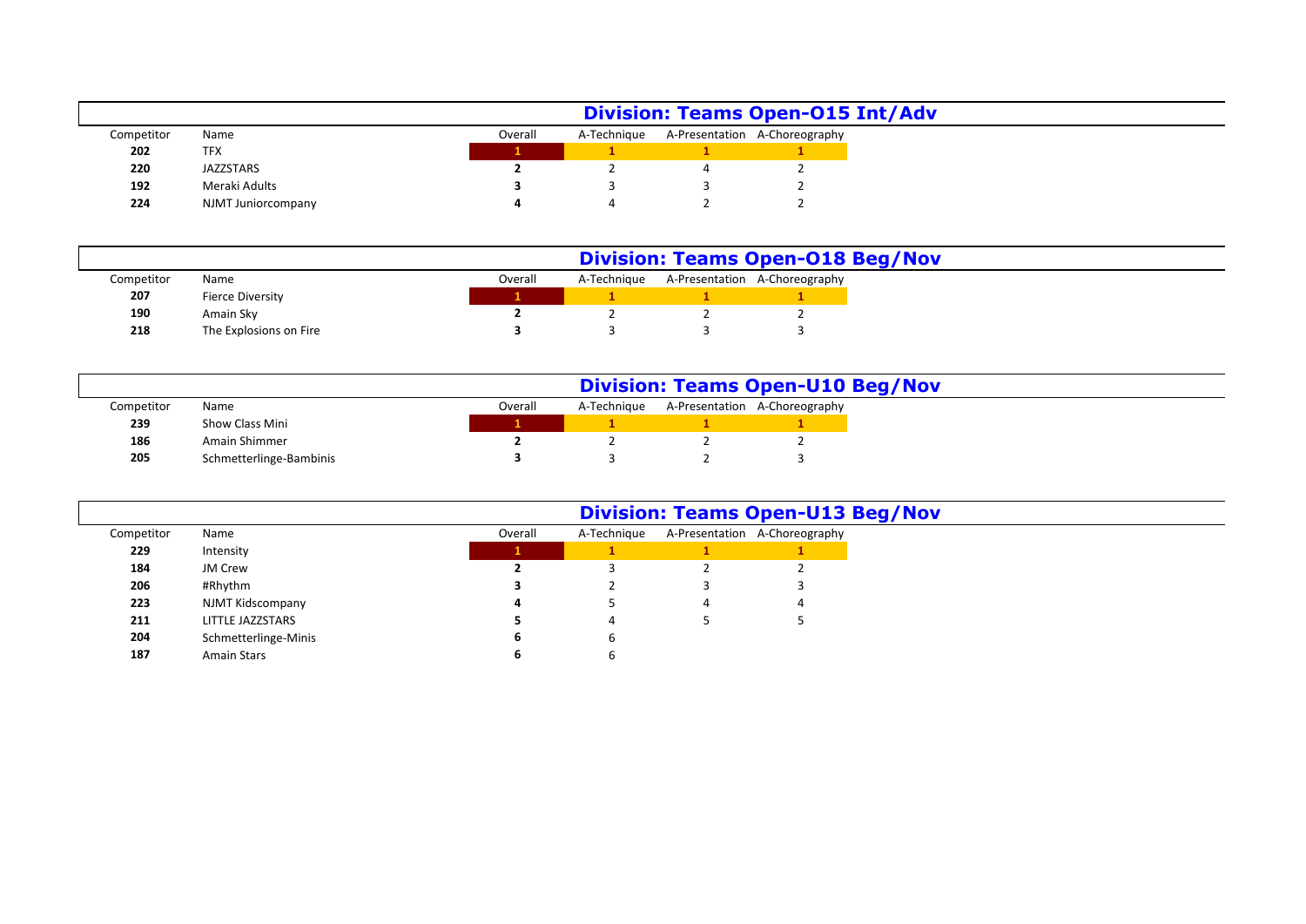## Division: Teams Open-O15 Int/Adv

| Competitor | Name | Overall | A-Technique | A-Presentation | A-Choreography |
|---|---|---|---|---|---|
| 202 | TFX | 1 | 1 | 1 | 1 |
| 220 | JAZZSTARS | 2 | 2 | 4 | 2 |
| 192 | Meraki Adults | 3 | 3 | 3 | 2 |
| 224 | NJMT Juniorcompany | 4 | 4 | 2 | 2 |

## Division: Teams Open-O18 Beg/Nov

| Competitor | Name | Overall | A-Technique | A-Presentation | A-Choreography |
|---|---|---|---|---|---|
| 207 | Fierce Diversity | 1 | 1 | 1 | 1 |
| 190 | Amain Sky | 2 | 2 | 2 | 2 |
| 218 | The Explosions on Fire | 3 | 3 | 3 | 3 |

## Division: Teams Open-U10 Beg/Nov

| Competitor | Name | Overall | A-Technique | A-Presentation | A-Choreography |
|---|---|---|---|---|---|
| 239 | Show Class Mini | 1 | 1 | 1 | 1 |
| 186 | Amain Shimmer | 2 | 2 | 2 | 2 |
| 205 | Schmetterlinge-Bambinis | 3 | 3 | 2 | 3 |

## Division: Teams Open-U13 Beg/Nov

| Competitor | Name | Overall | A-Technique | A-Presentation | A-Choreography |
|---|---|---|---|---|---|
| 229 | Intensity | 1 | 1 | 1 | 1 |
| 184 | JM Crew | 2 | 3 | 2 | 2 |
| 206 | #Rhythm | 3 | 2 | 3 | 3 |
| 223 | NJMT Kidscompany | 4 | 5 | 4 | 4 |
| 211 | LITTLE JAZZSTARS | 5 | 4 | 5 | 5 |
| 204 | Schmetterlinge-Minis | 6 | 6 | | |
| 187 | Amain Stars | 6 | 6 | | |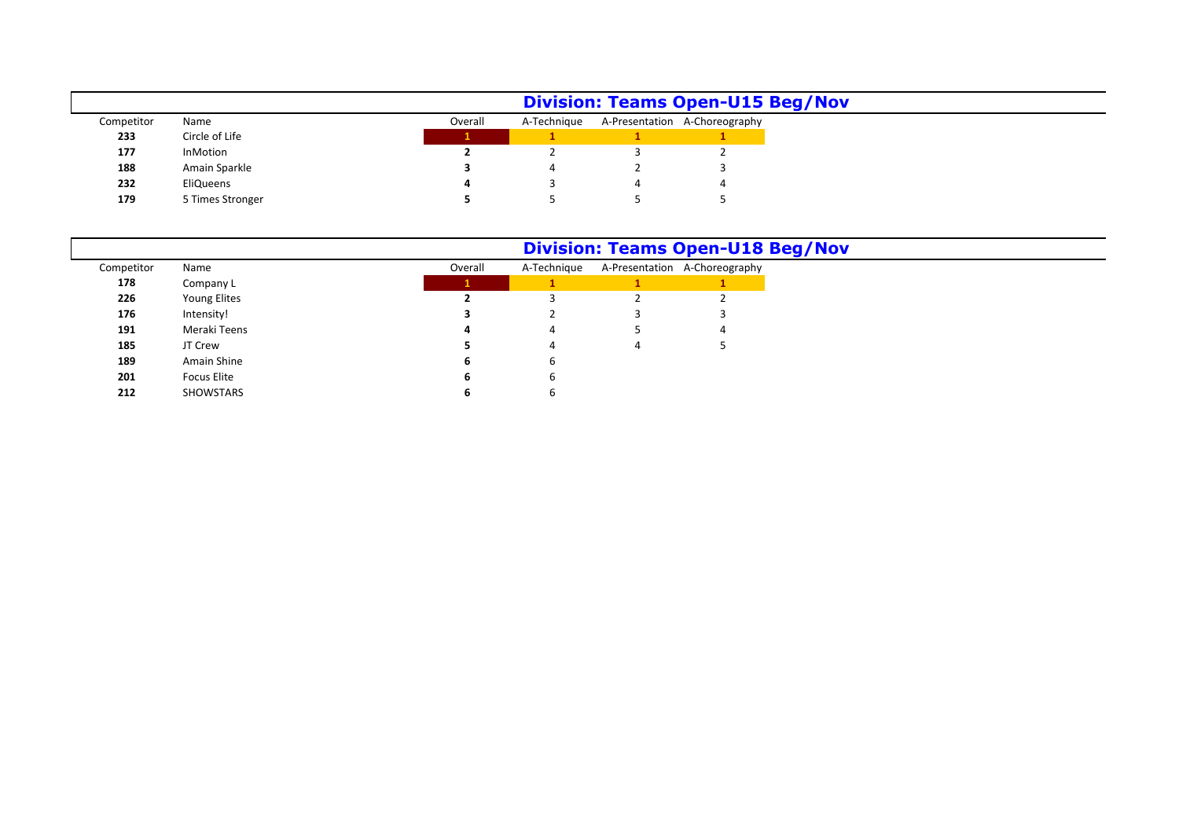## Division: Teams Open-U15 Beg/Nov

| Competitor | Name | Overall | A-Technique | A-Presentation | A-Choreography |
|---|---|---|---|---|---|
| **233** | Circle of Life | **1** | **1** | **1** | **1** |
| **177** | InMotion | **2** | 2 | 3 | 2 |
| **188** | Amain Sparkle | **3** | 4 | 2 | 3 |
| **232** | EliQueens | **4** | 3 | 4 | 4 |
| **179** | 5 Times Stronger | **5** | 5 | 5 | 5 |

## Division: Teams Open-U18 Beg/Nov

| Competitor | Name | Overall | A-Technique | A-Presentation | A-Choreography |
|---|---|---|---|---|---|
| **178** | Company L | **1** | **1** | **1** | **1** |
| **226** | Young Elites | **2** | 3 | 2 | 2 |
| **176** | Intensity! | **3** | 2 | 3 | 3 |
| **191** | Meraki Teens | **4** | 4 | 5 | 4 |
| **185** | JT Crew | **5** | 4 | 4 | 5 |
| **189** | Amain Shine | **6** | 6 | | |
| **201** | Focus Elite | **6** | 6 | | |
| **212** | SHOWSTARS | **6** | 6 | | |